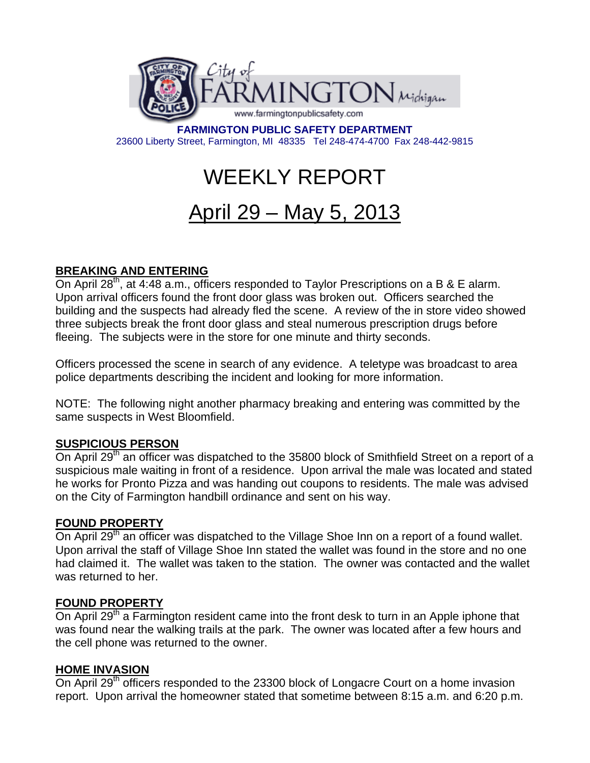**FARMINGTON PUBLIC SAFETY DEPARTMENT**
23600 Liberty Street, Farmington, MI 48335 Tel 248-474-4700 Fax 248-442-9815

# WEEKLY REPORT

# April 29 – May 5, 2013

## BREAKING AND ENTERING

On April 28th, at 4:48 a.m., officers responded to Taylor Prescriptions on a B & E alarm. Upon arrival officers found the front door glass was broken out. Officers searched the building and the suspects had already fled the scene. A review of the in store video showed three subjects break the front door glass and steal numerous prescription drugs before fleeing. The subjects were in the store for one minute and thirty seconds.

Officers processed the scene in search of any evidence. A teletype was broadcast to area police departments describing the incident and looking for more information.

NOTE: The following night another pharmacy breaking and entering was committed by the same suspects in West Bloomfield.

## SUSPICIOUS PERSON

On April 29th an officer was dispatched to the 35800 block of Smithfield Street on a report of a suspicious male waiting in front of a residence. Upon arrival the male was located and stated he works for Pronto Pizza and was handing out coupons to residents. The male was advised on the City of Farmington handbill ordinance and sent on his way.

## FOUND PROPERTY

On April 29th an officer was dispatched to the Village Shoe Inn on a report of a found wallet. Upon arrival the staff of Village Shoe Inn stated the wallet was found in the store and no one had claimed it. The wallet was taken to the station. The owner was contacted and the wallet was returned to her.

## FOUND PROPERTY

On April 29th a Farmington resident came into the front desk to turn in an Apple iphone that was found near the walking trails at the park. The owner was located after a few hours and the cell phone was returned to the owner.

## HOME INVASION

On April 29th officers responded to the 23300 block of Longacre Court on a home invasion report. Upon arrival the homeowner stated that sometime between 8:15 a.m. and 6:20 p.m.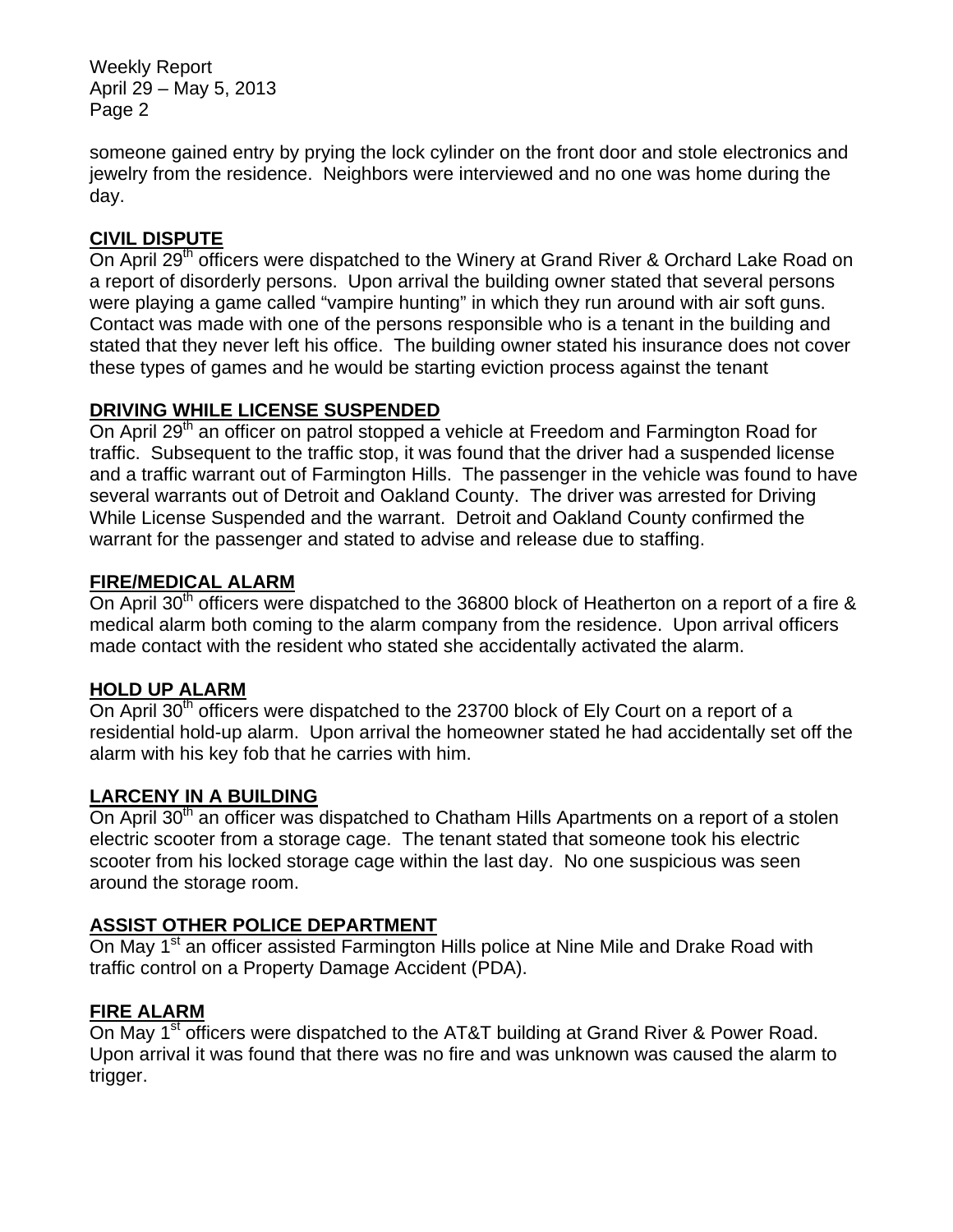someone gained entry by prying the lock cylinder on the front door and stole electronics and jewelry from the residence. Neighbors were interviewed and no one was home during the day.

**CIVIL DISPUTE**

On April 29th officers were dispatched to the Winery at Grand River & Orchard Lake Road on a report of disorderly persons. Upon arrival the building owner stated that several persons were playing a game called "vampire hunting" in which they run around with air soft guns. Contact was made with one of the persons responsible who is a tenant in the building and stated that they never left his office. The building owner stated his insurance does not cover these types of games and he would be starting eviction process against the tenant

**DRIVING WHILE LICENSE SUSPENDED**

On April 29th an officer on patrol stopped a vehicle at Freedom and Farmington Road for traffic. Subsequent to the traffic stop, it was found that the driver had a suspended license and a traffic warrant out of Farmington Hills. The passenger in the vehicle was found to have several warrants out of Detroit and Oakland County. The driver was arrested for Driving While License Suspended and the warrant. Detroit and Oakland County confirmed the warrant for the passenger and stated to advise and release due to staffing.

**FIRE/MEDICAL ALARM**

On April 30th officers were dispatched to the 36800 block of Heatherton on a report of a fire & medical alarm both coming to the alarm company from the residence. Upon arrival officers made contact with the resident who stated she accidentally activated the alarm.

**HOLD UP ALARM**

On April 30th officers were dispatched to the 23700 block of Ely Court on a report of a residential hold-up alarm. Upon arrival the homeowner stated he had accidentally set off the alarm with his key fob that he carries with him.

**LARCENY IN A BUILDING**

On April 30th an officer was dispatched to Chatham Hills Apartments on a report of a stolen electric scooter from a storage cage. The tenant stated that someone took his electric scooter from his locked storage cage within the last day. No one suspicious was seen around the storage room.

**ASSIST OTHER POLICE DEPARTMENT**

On May 1st an officer assisted Farmington Hills police at Nine Mile and Drake Road with traffic control on a Property Damage Accident (PDA).

**FIRE ALARM**

On May 1st officers were dispatched to the AT&T building at Grand River & Power Road. Upon arrival it was found that there was no fire and was unknown was caused the alarm to trigger.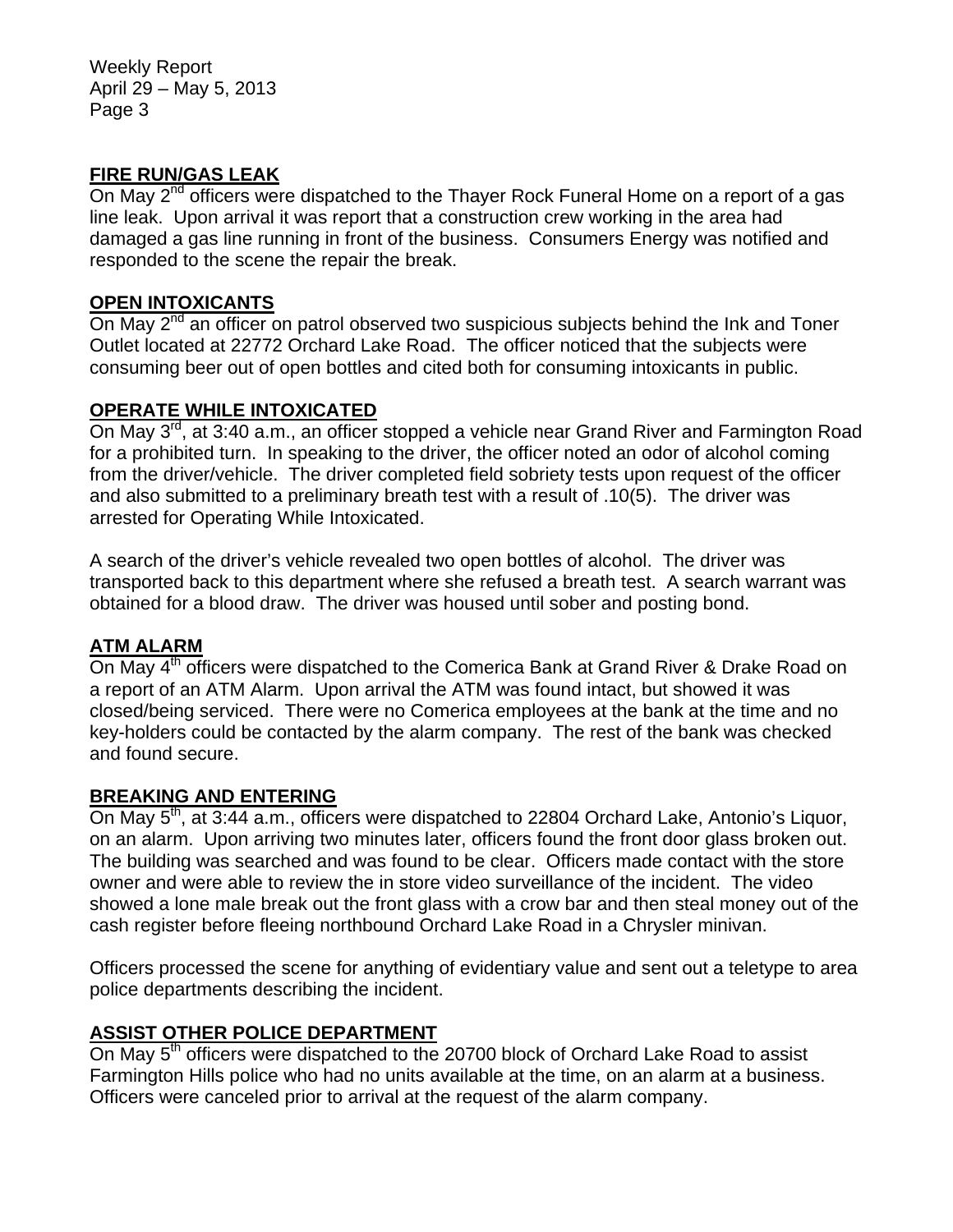## FIRE RUN/GAS LEAK

On May 2nd officers were dispatched to the Thayer Rock Funeral Home on a report of a gas line leak. Upon arrival it was report that a construction crew working in the area had damaged a gas line running in front of the business. Consumers Energy was notified and responded to the scene the repair the break.

## OPEN INTOXICANTS

On May 2nd an officer on patrol observed two suspicious subjects behind the Ink and Toner Outlet located at 22772 Orchard Lake Road. The officer noticed that the subjects were consuming beer out of open bottles and cited both for consuming intoxicants in public.

## OPERATE WHILE INTOXICATED

On May 3rd, at 3:40 a.m., an officer stopped a vehicle near Grand River and Farmington Road for a prohibited turn. In speaking to the driver, the officer noted an odor of alcohol coming from the driver/vehicle. The driver completed field sobriety tests upon request of the officer and also submitted to a preliminary breath test with a result of .10(5). The driver was arrested for Operating While Intoxicated.

A search of the driver's vehicle revealed two open bottles of alcohol. The driver was transported back to this department where she refused a breath test. A search warrant was obtained for a blood draw. The driver was housed until sober and posting bond.

## ATM ALARM

On May 4th officers were dispatched to the Comerica Bank at Grand River & Drake Road on a report of an ATM Alarm. Upon arrival the ATM was found intact, but showed it was closed/being serviced. There were no Comerica employees at the bank at the time and no key-holders could be contacted by the alarm company. The rest of the bank was checked and found secure.

## BREAKING AND ENTERING

On May 5th, at 3:44 a.m., officers were dispatched to 22804 Orchard Lake, Antonio's Liquor, on an alarm. Upon arriving two minutes later, officers found the front door glass broken out. The building was searched and was found to be clear. Officers made contact with the store owner and were able to review the in store video surveillance of the incident. The video showed a lone male break out the front glass with a crow bar and then steal money out of the cash register before fleeing northbound Orchard Lake Road in a Chrysler minivan.

Officers processed the scene for anything of evidentiary value and sent out a teletype to area police departments describing the incident.

## ASSIST OTHER POLICE DEPARTMENT

On May 5th officers were dispatched to the 20700 block of Orchard Lake Road to assist Farmington Hills police who had no units available at the time, on an alarm at a business. Officers were canceled prior to arrival at the request of the alarm company.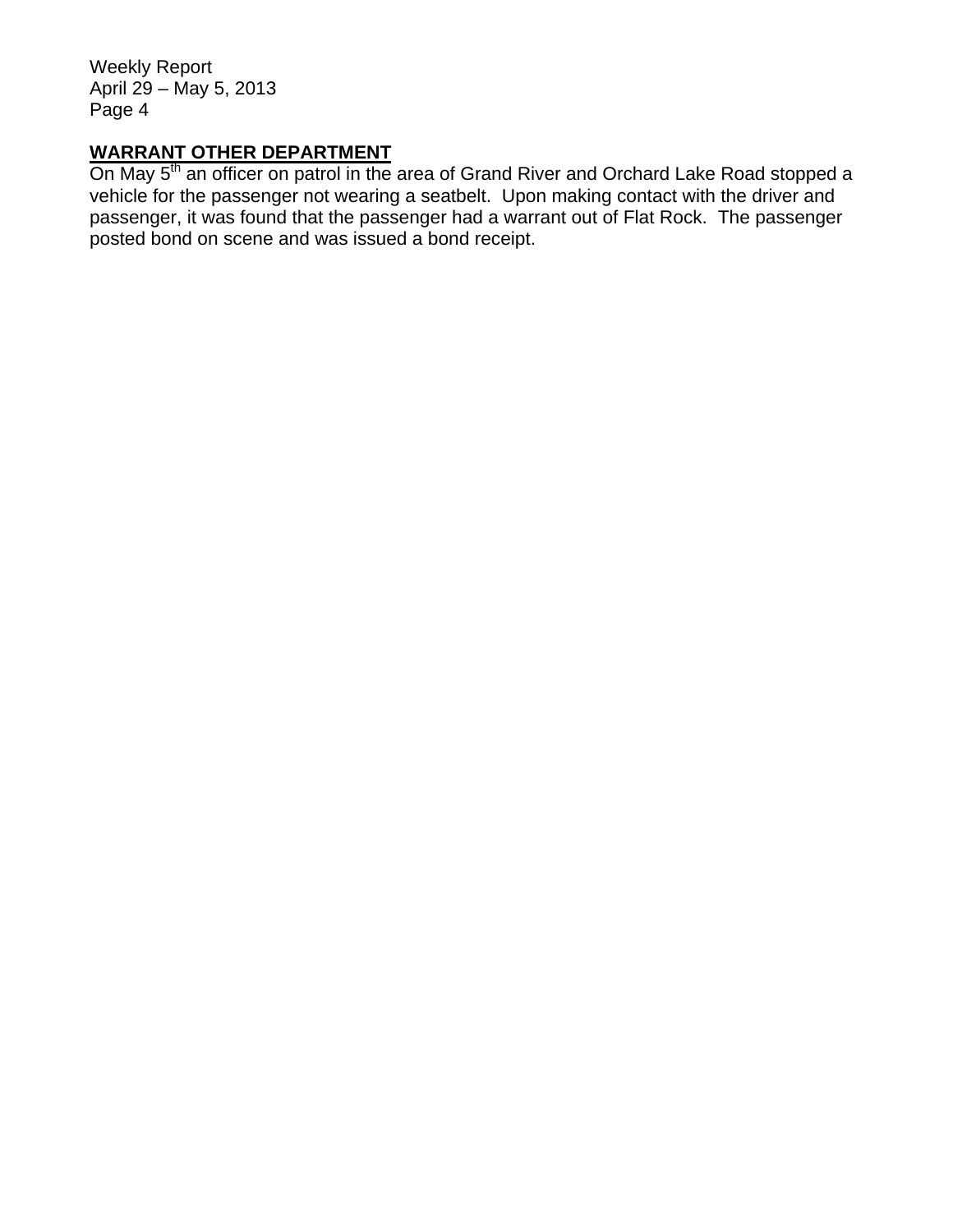## WARRANT OTHER DEPARTMENT

On May 5th an officer on patrol in the area of Grand River and Orchard Lake Road stopped a vehicle for the passenger not wearing a seatbelt. Upon making contact with the driver and passenger, it was found that the passenger had a warrant out of Flat Rock. The passenger posted bond on scene and was issued a bond receipt.